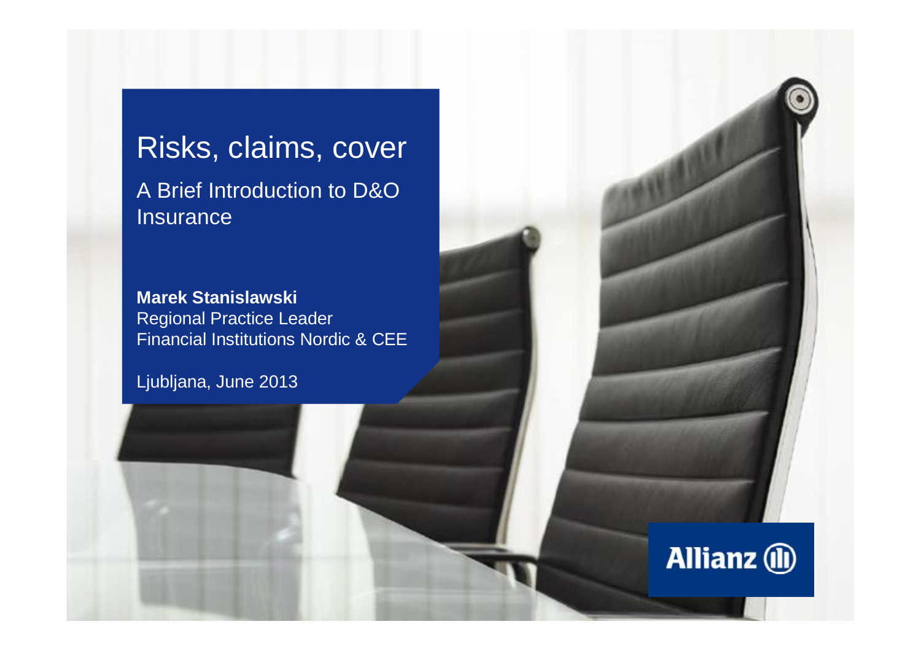# Risks, claims, cover

## A Brief Introduction to D&O Insurance

**Marek Stanislawski**
Regional Practice Leader
Financial Institutions Nordic & CEE

Ljubljana, June 2013

Allianz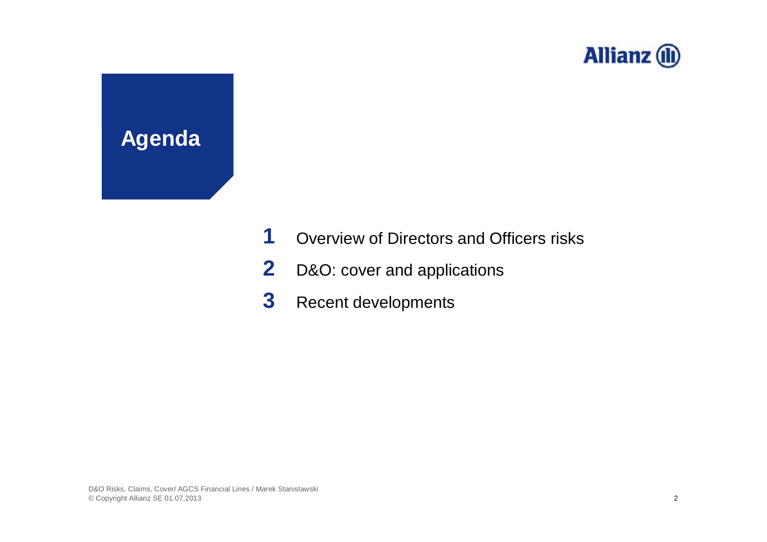# Agenda

1. Overview of Directors and Officers risks
2. D&O: cover and applications
3. Recent developments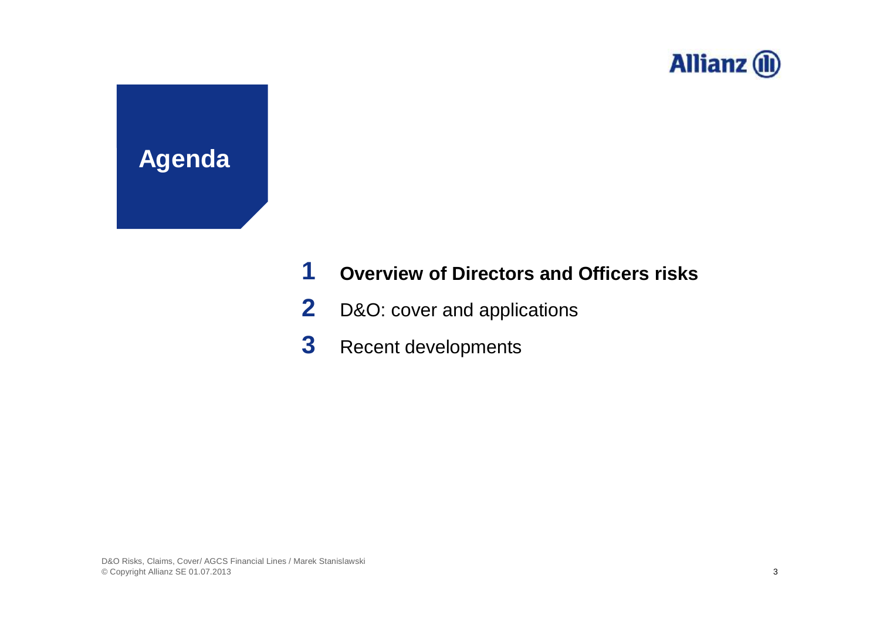# Agenda

1. **Overview of Directors and Officers risks**
2. D&O: cover and applications
3. Recent developments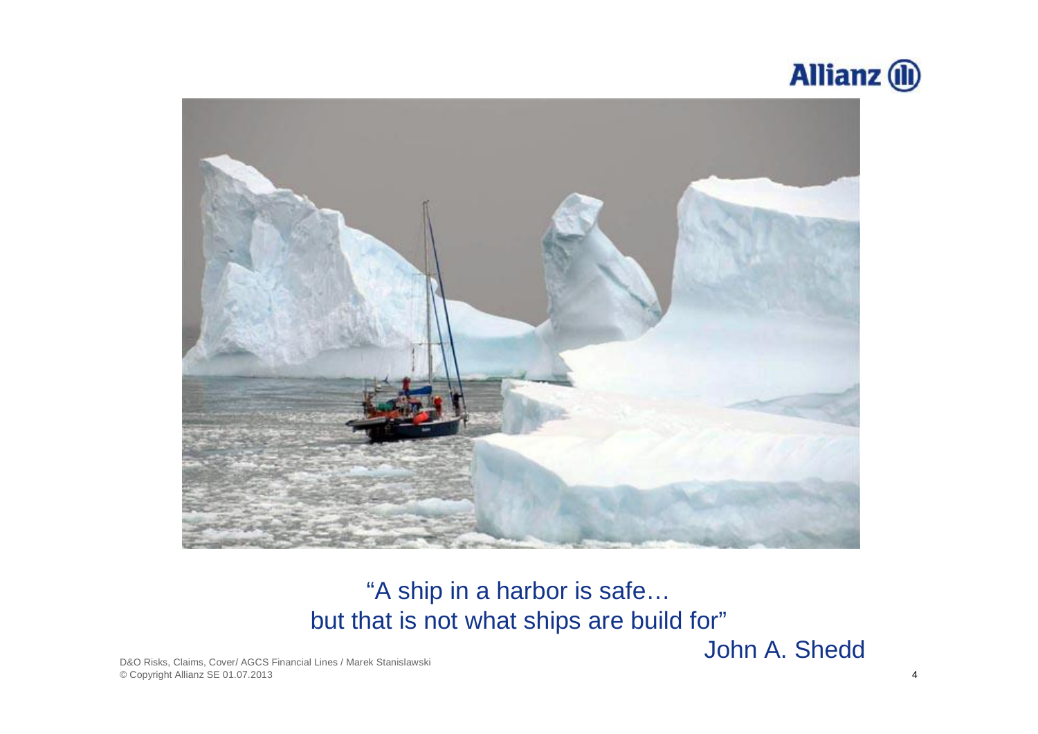"A ship in a harbor is safe…
but that is not what ships are build for"

John A. Shedd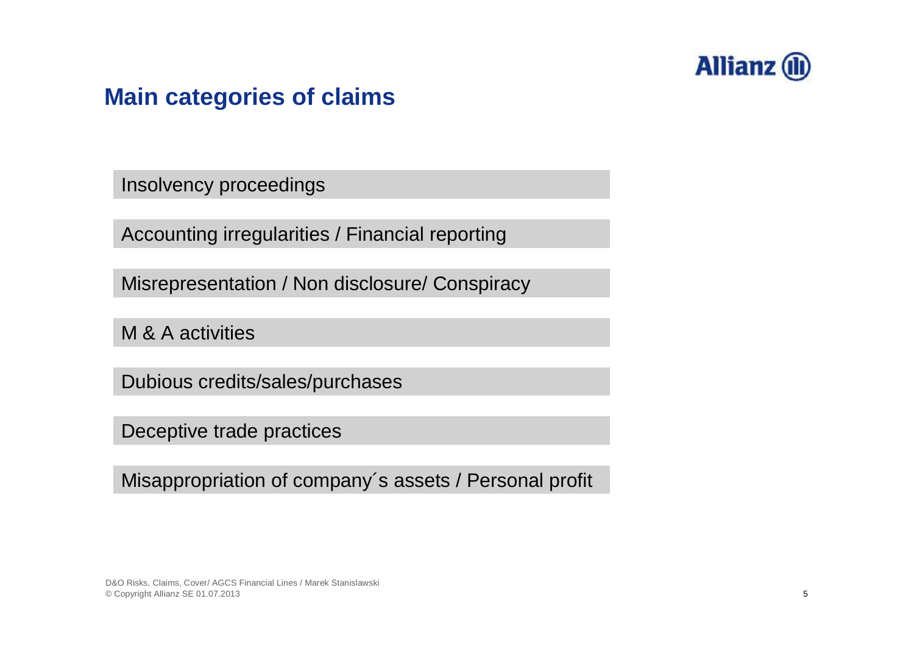## Main categories of claims

- Insolvency proceedings
- Accounting irregularities / Financial reporting
- Misrepresentation / Non disclosure/ Conspiracy
- M & A activities
- Dubious credits/sales/purchases
- Deceptive trade practices
- Misappropriation of company´s assets / Personal profit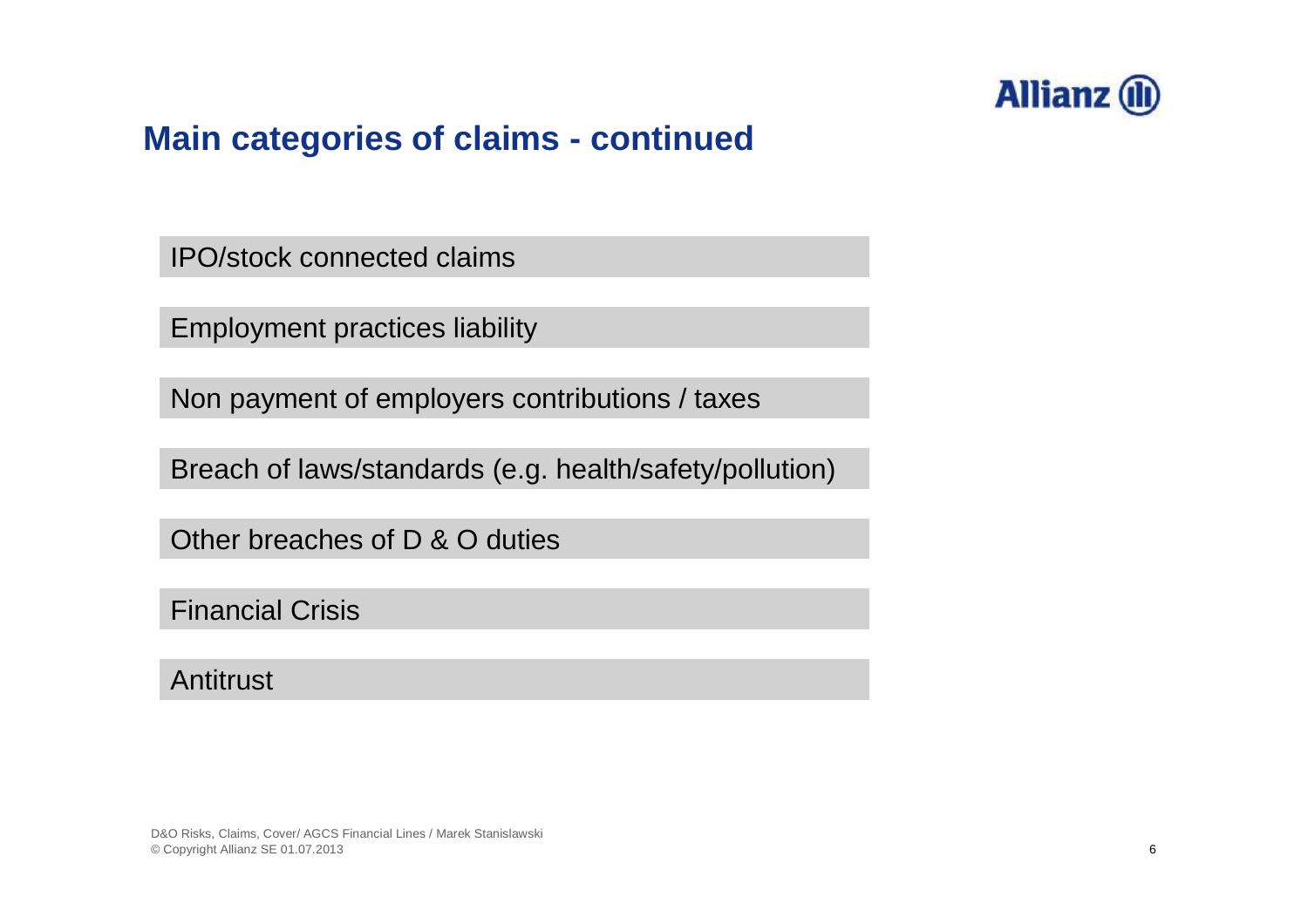## Main categories of claims - continued

- IPO/stock connected claims
- Employment practices liability
- Non payment of employers contributions / taxes
- Breach of laws/standards (e.g. health/safety/pollution)
- Other breaches of D & O duties
- Financial Crisis
- Antitrust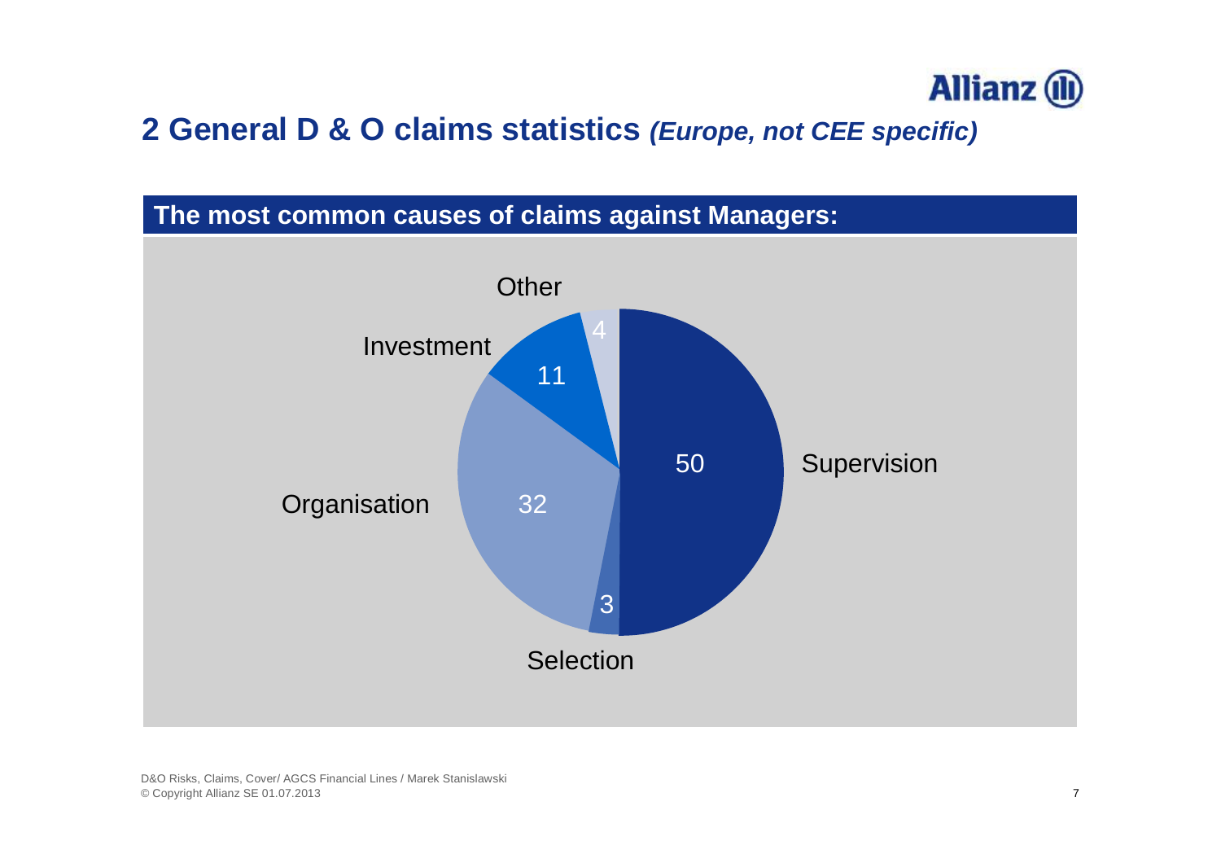## 2 General D & O claims statistics *(Europe, not CEE specific)*

**The most common causes of claims against Managers:**

| Cause | Value |
| --- | --- |
| Supervision | 50 |
| Organisation | 32 |
| Investment | 11 |
| Other | 4 |
| Selection | 3 |

D&O Risks, Claims, Cover/ AGCS Financial Lines / Marek Stanislawski
© Copyright Allianz SE 01.07.2013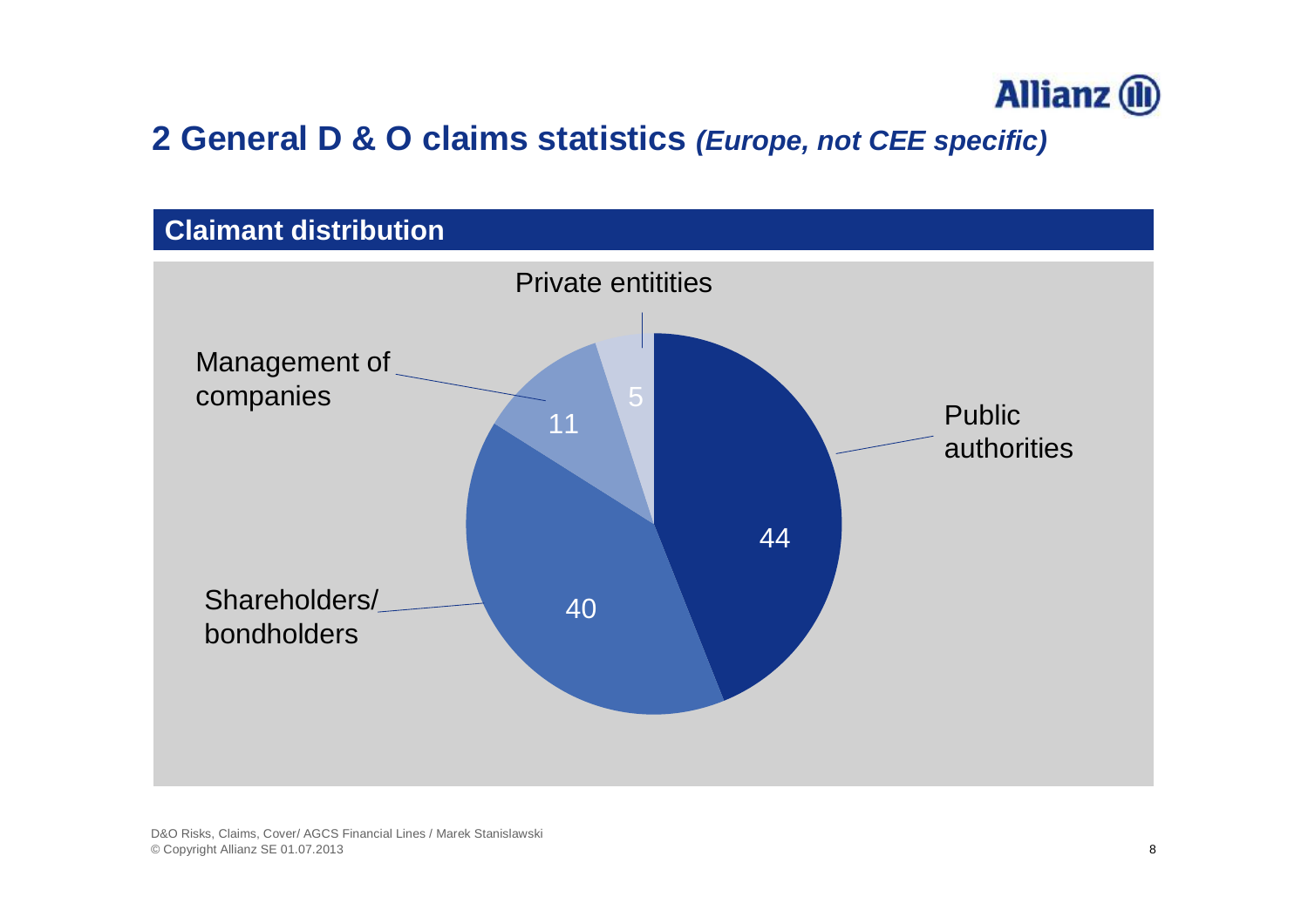## 2 General D & O claims statistics *(Europe, not CEE specific)*

### Claimant distribution

| Claimant | Share |
|---|---|
| Public authorities | 44 |
| Shareholders/ bondholders | 40 |
| Management of companies | 11 |
| Private entitities | 5 |

D&O Risks, Claims, Cover/ AGCS Financial Lines / Marek Stanislawski
© Copyright Allianz SE 01.07.2013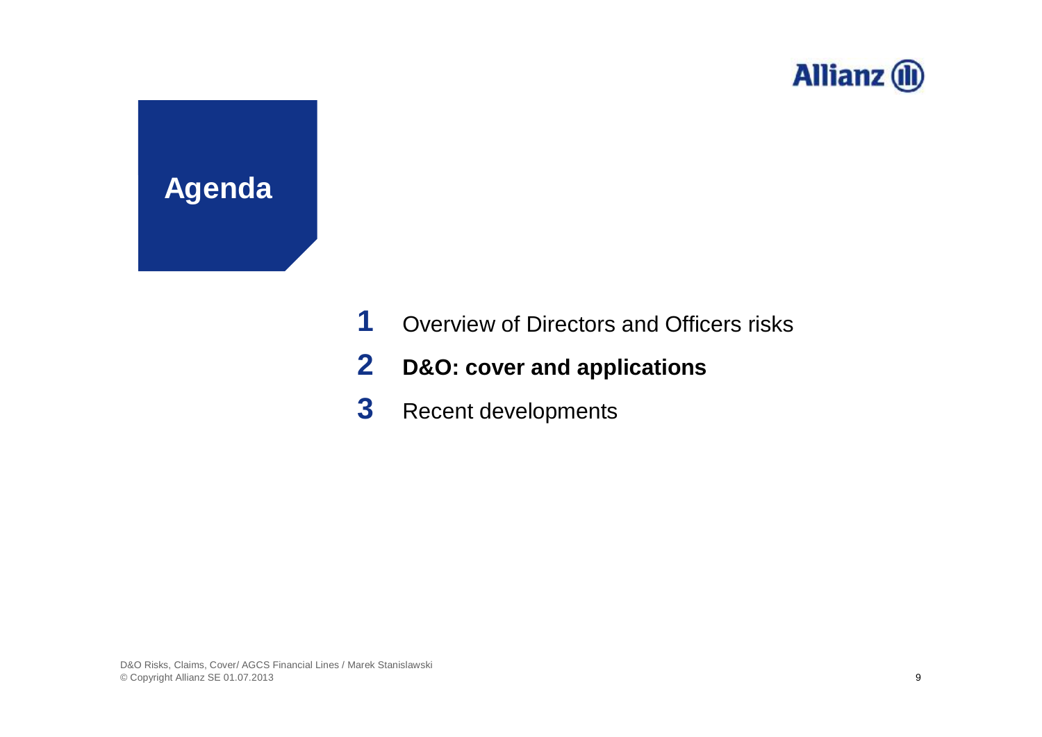# Agenda

1. Overview of Directors and Officers risks
2. **D&O: cover and applications**
3. Recent developments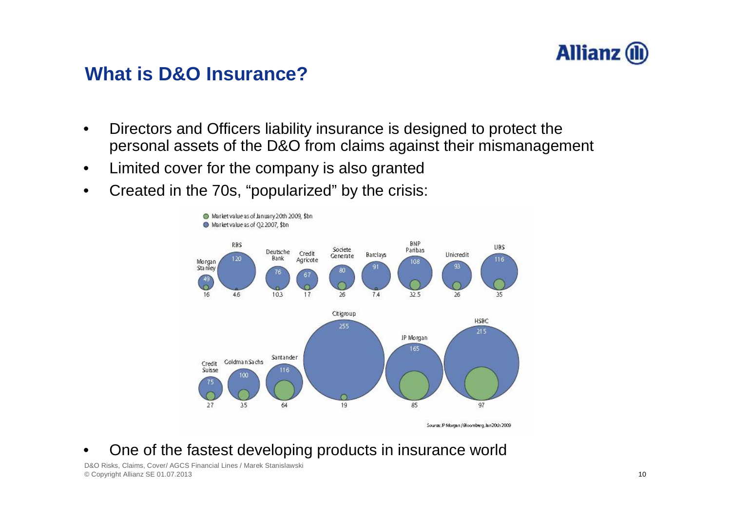# What is D&O Insurance?

- Directors and Officers liability insurance is designed to protect the personal assets of the D&O from claims against their mismanagement
- Limited cover for the company is also granted
- Created in the 70s, "popularized" by the crisis:

| Bank | Market value as of Q2 2007, $bn | Market value as of January 20th 2009, $bn |
| --- | --- | --- |
| Morgan Stanley | 49 | 16 |
| RBS | 120 | 4.6 |
| Deutsche Bank | 76 | 10.3 |
| Credit Agricole | 67 | 17 |
| Societe Generale | 80 | 26 |
| Barclays | 91 | 7.4 |
| BNP Paribas | 108 | 32.5 |
| Unicredit | 93 | 26 |
| UBS | 116 | 35 |
| Credit Suisse | 75 | 27 |
| Goldman Sachs | 100 | 35 |
| Santander | 116 | 64 |
| Citigroup | 255 | 19 |
| JP Morgan | 165 | 85 |
| HSBC | 215 | 97 |

Source: JP Morgan / Bloomberg, Jan 20th 2009

- One of the fastest developing products in insurance world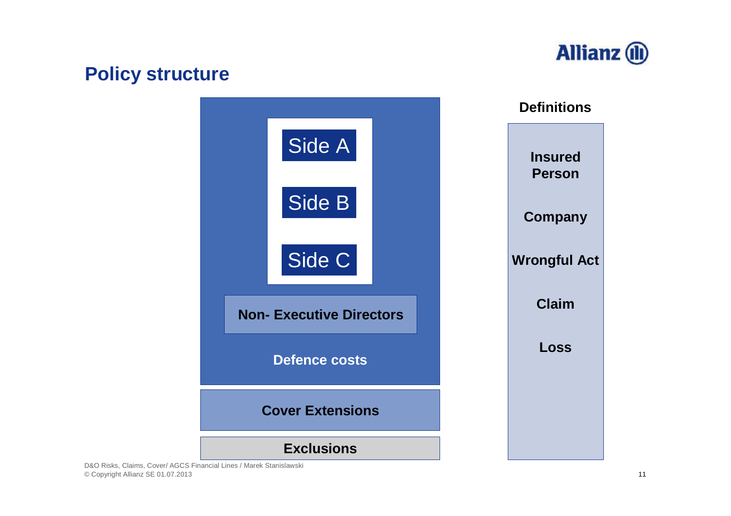## Policy structure

- Side A
- Side B
- Side C

**Non- Executive Directors**

**Defence costs**

**Cover Extensions**

**Exclusions**

**Definitions**

- **Insured Person**
- **Company**
- **Wrongful Act**
- **Claim**
- **Loss**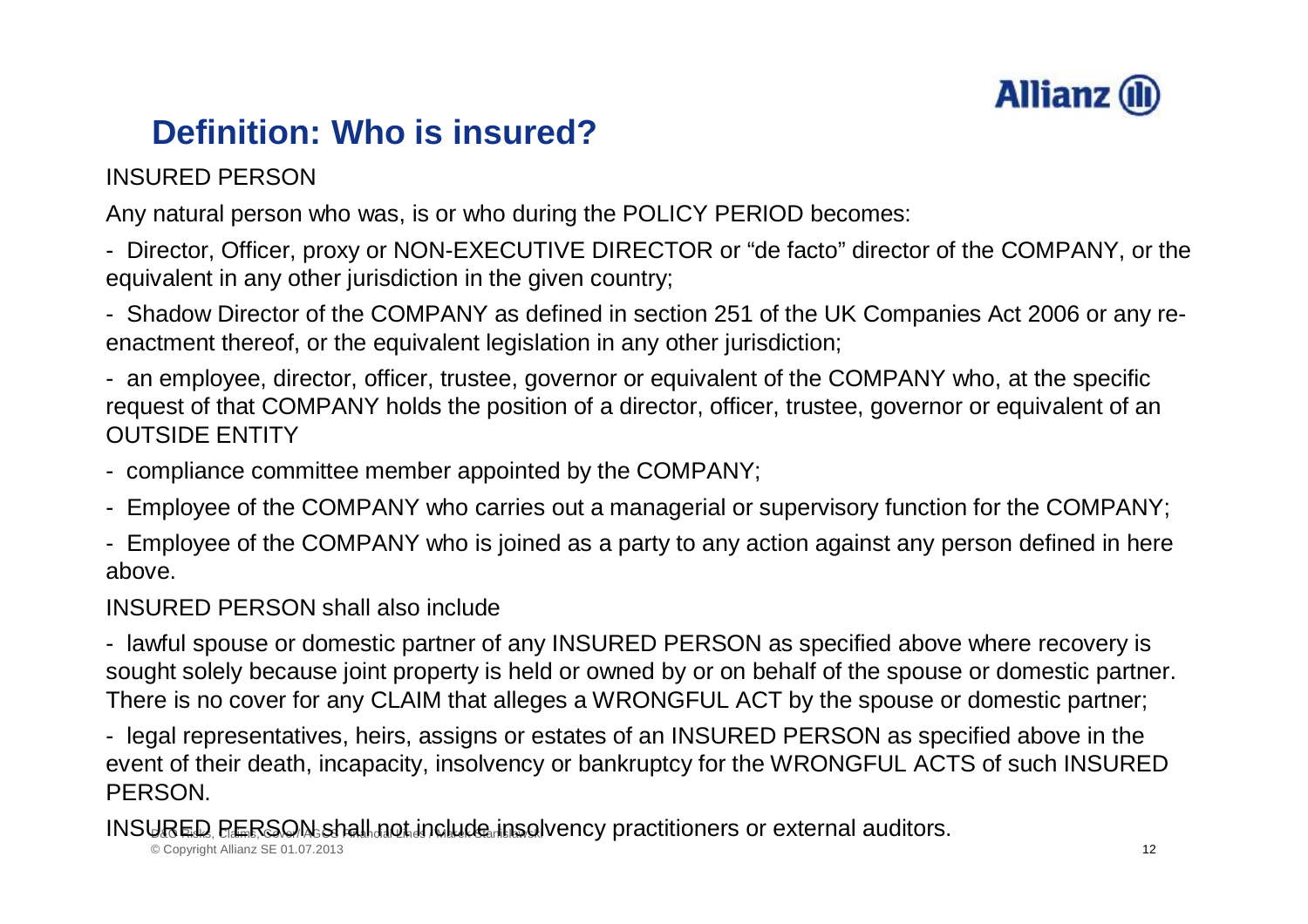# Definition: Who is insured?

INSURED PERSON

Any natural person who was, is or who during the POLICY PERIOD becomes:

- Director, Officer, proxy or NON-EXECUTIVE DIRECTOR or "de facto" director of the COMPANY, or the equivalent in any other jurisdiction in the given country;
- Shadow Director of the COMPANY as defined in section 251 of the UK Companies Act 2006 or any re-enactment thereof, or the equivalent legislation in any other jurisdiction;
- an employee, director, officer, trustee, governor or equivalent of the COMPANY who, at the specific request of that COMPANY holds the position of a director, officer, trustee, governor or equivalent of an OUTSIDE ENTITY
- compliance committee member appointed by the COMPANY;
- Employee of the COMPANY who carries out a managerial or supervisory function for the COMPANY;
- Employee of the COMPANY who is joined as a party to any action against any person defined in here above.

INSURED PERSON shall also include

- lawful spouse or domestic partner of any INSURED PERSON as specified above where recovery is sought solely because joint property is held or owned by or on behalf of the spouse or domestic partner. There is no cover for any CLAIM that alleges a WRONGFUL ACT by the spouse or domestic partner;
- legal representatives, heirs, assigns or estates of an INSURED PERSON as specified above in the event of their death, incapacity, insolvency or bankruptcy for the WRONGFUL ACTS of such INSURED PERSON.

INSURED PERSON shall not include insolvency practitioners or external auditors.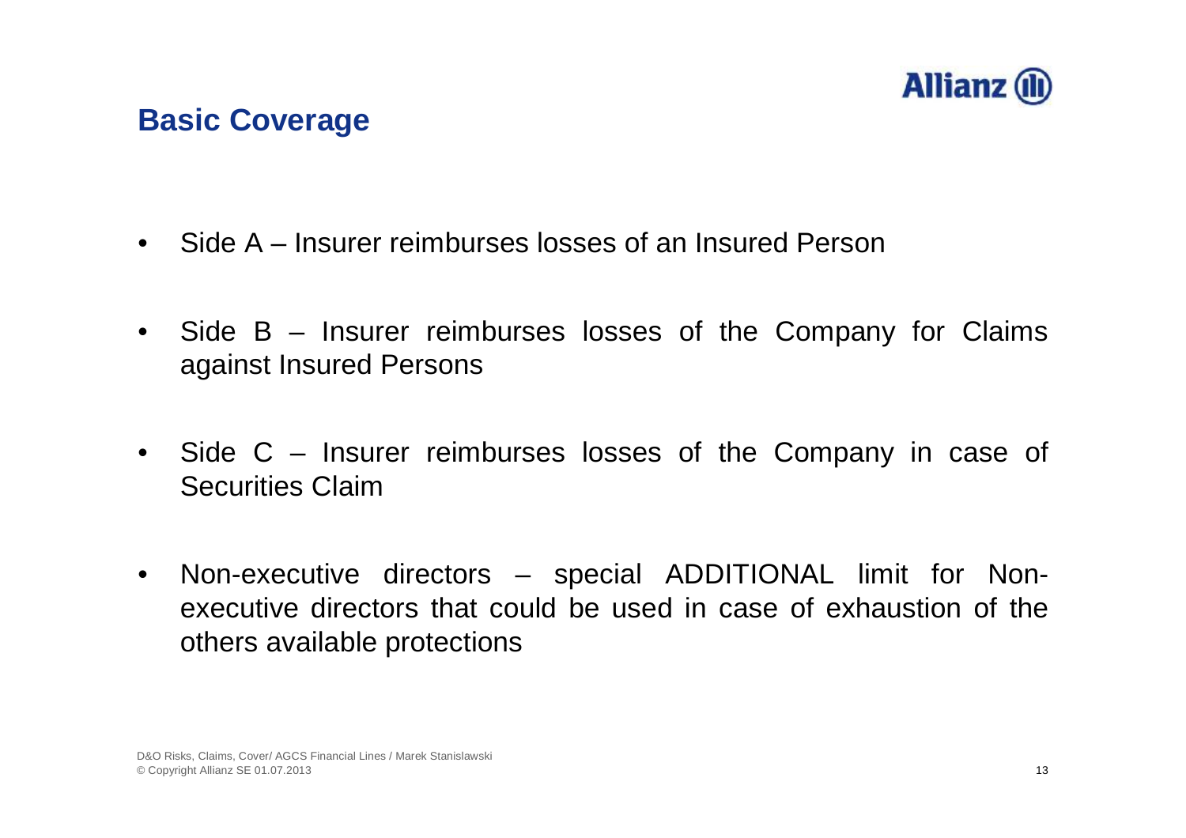## Basic Coverage

- Side A – Insurer reimburses losses of an Insured Person
- Side B – Insurer reimburses losses of the Company for Claims against Insured Persons
- Side C – Insurer reimburses losses of the Company in case of Securities Claim
- Non-executive directors – special ADDITIONAL limit for Non-executive directors that could be used in case of exhaustion of the others available protections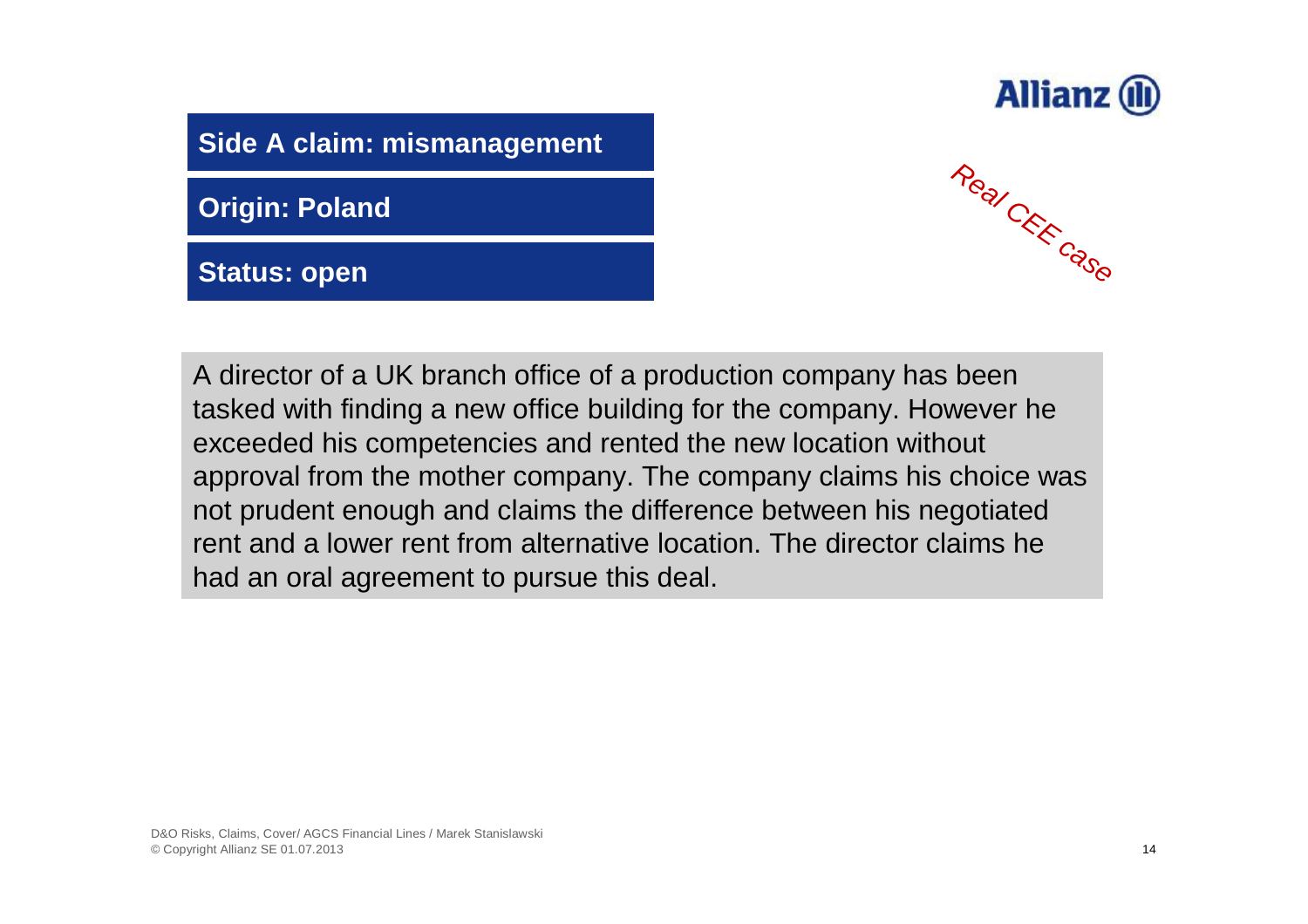**Side A claim: mismanagement**

**Origin: Poland**

**Status: open**

*Real CEE case*

A director of a UK branch office of a production company has been tasked with finding a new office building for the company. However he exceeded his competencies and rented the new location without approval from the mother company. The company claims his choice was not prudent enough and claims the difference between his negotiated rent and a lower rent from alternative location. The director claims he had an oral agreement to pursue this deal.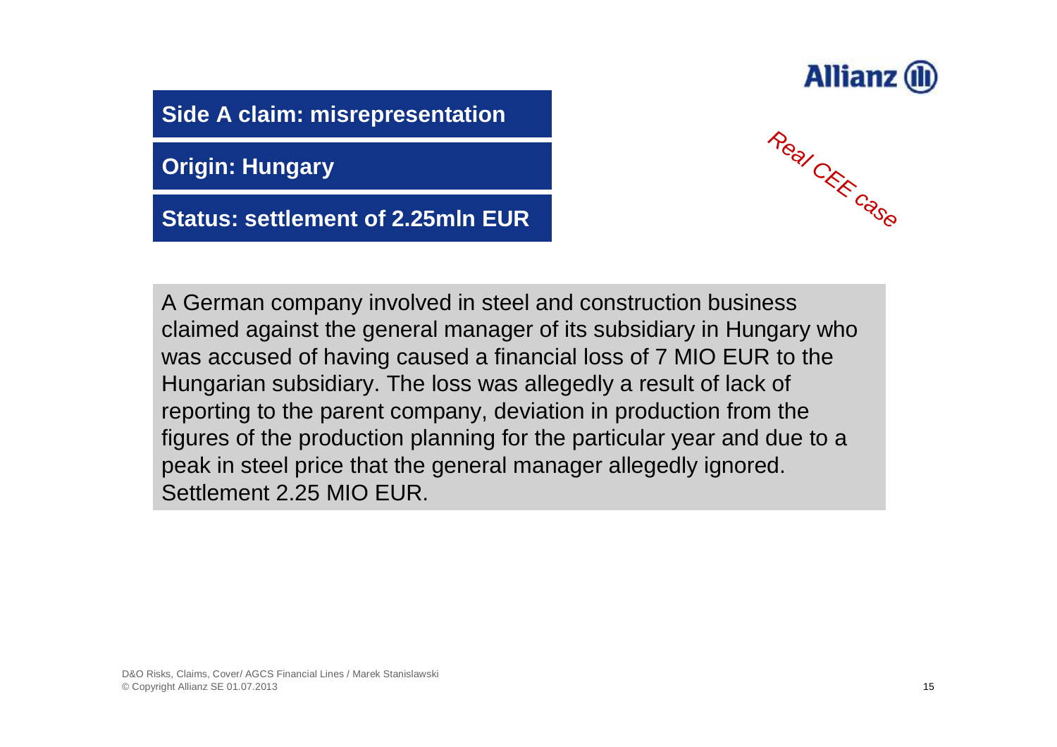**Side A claim: misrepresentation**

**Origin: Hungary**

**Status: settlement of 2.25mln EUR**

*Real CEE case*

A German company involved in steel and construction business claimed against the general manager of its subsidiary in Hungary who was accused of having caused a financial loss of 7 MIO EUR to the Hungarian subsidiary. The loss was allegedly a result of lack of reporting to the parent company, deviation in production from the figures of the production planning for the particular year and due to a peak in steel price that the general manager allegedly ignored. Settlement 2.25 MIO EUR.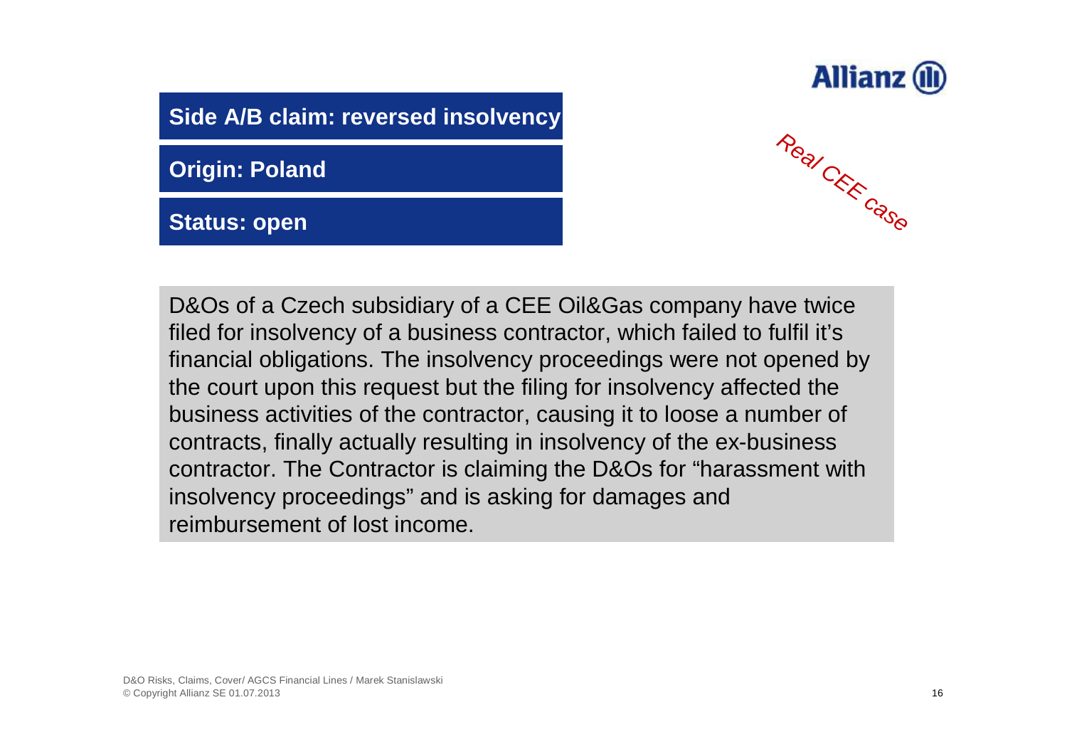**Side A/B claim: reversed insolvency**

**Origin: Poland**

**Status: open**

*Real CEE case*

D&Os of a Czech subsidiary of a CEE Oil&Gas company have twice filed for insolvency of a business contractor, which failed to fulfil it's financial obligations. The insolvency proceedings were not opened by the court upon this request but the filing for insolvency affected the business activities of the contractor, causing it to loose a number of contracts, finally actually resulting in insolvency of the ex-business contractor. The Contractor is claiming the D&Os for "harassment with insolvency proceedings" and is asking for damages and reimbursement of lost income.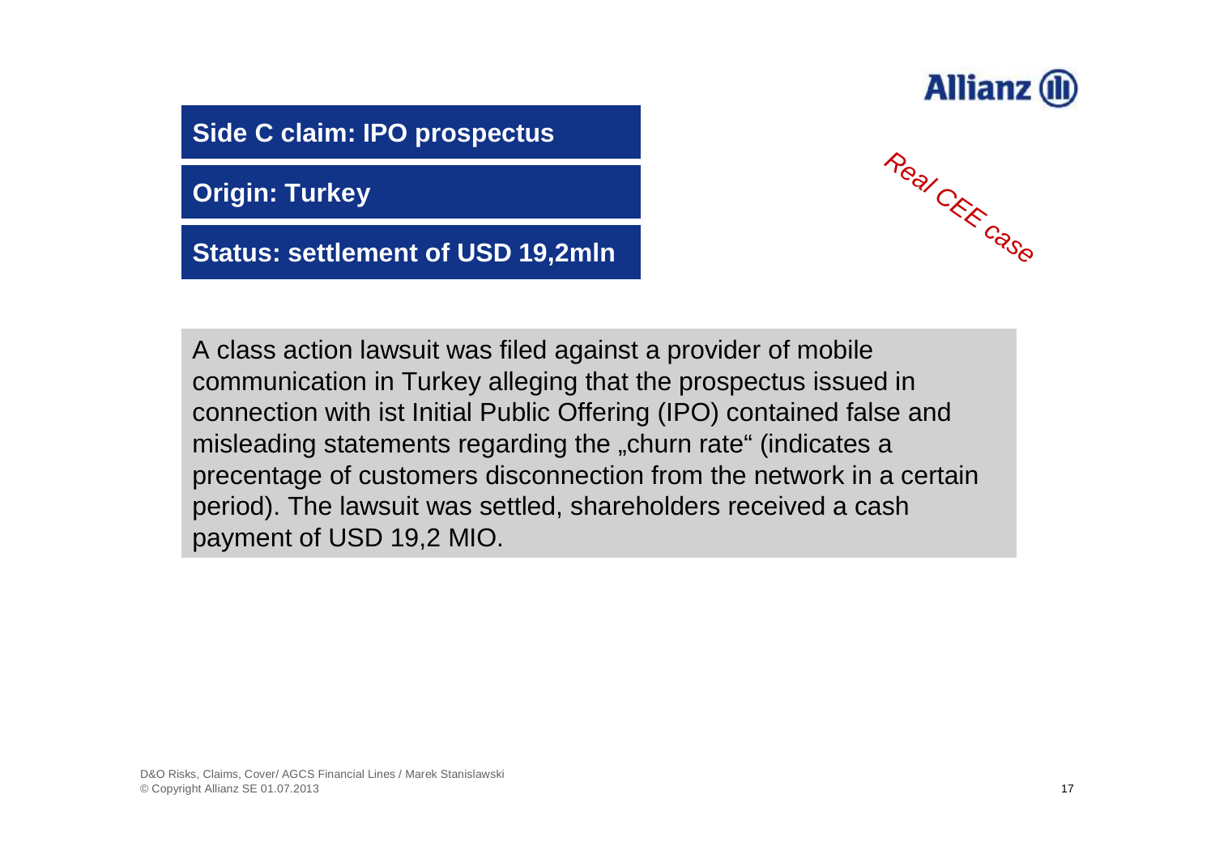**Side C claim: IPO prospectus**

**Origin: Turkey**

**Status: settlement of USD 19,2mln**

Real CEE case

A class action lawsuit was filed against a provider of mobile communication in Turkey alleging that the prospectus issued in connection with ist Initial Public Offering (IPO) contained false and misleading statements regarding the „churn rate“ (indicates a precentage of customers disconnection from the network in a certain period). The lawsuit was settled, shareholders received a cash payment of USD 19,2 MIO.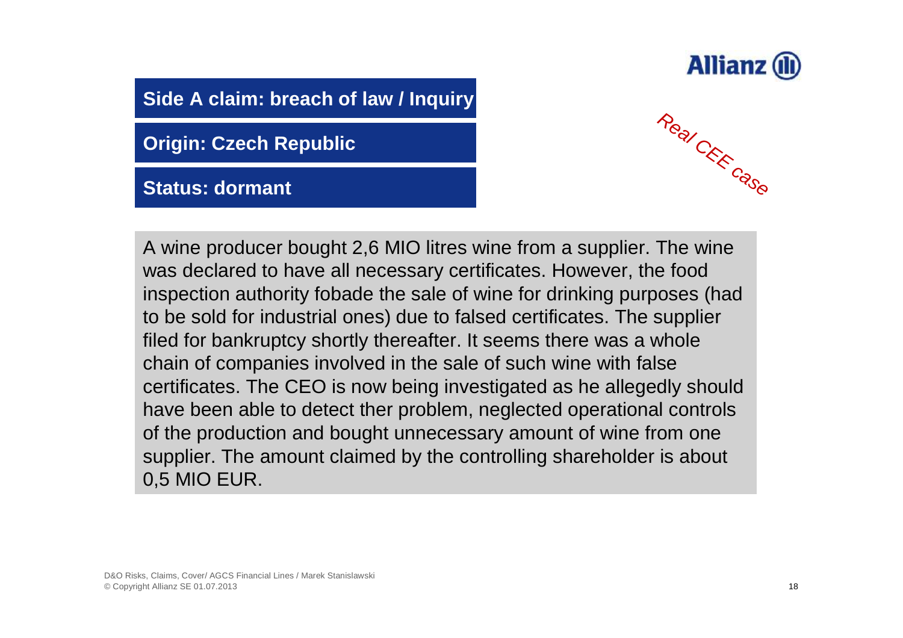**Side A claim: breach of law / Inquiry**

**Origin: Czech Republic**

**Status: dormant**

*Real CEE case*

A wine producer bought 2,6 MIO litres wine from a supplier. The wine was declared to have all necessary certificates. However, the food inspection authority fobade the sale of wine for drinking purposes (had to be sold for industrial ones) due to falsed certificates. The supplier filed for bankruptcy shortly thereafter. It seems there was a whole chain of companies involved in the sale of such wine with false certificates. The CEO is now being investigated as he allegedly should have been able to detect ther problem, neglected operational controls of the production and bought unnecessary amount of wine from one supplier. The amount claimed by the controlling shareholder is about 0,5 MIO EUR.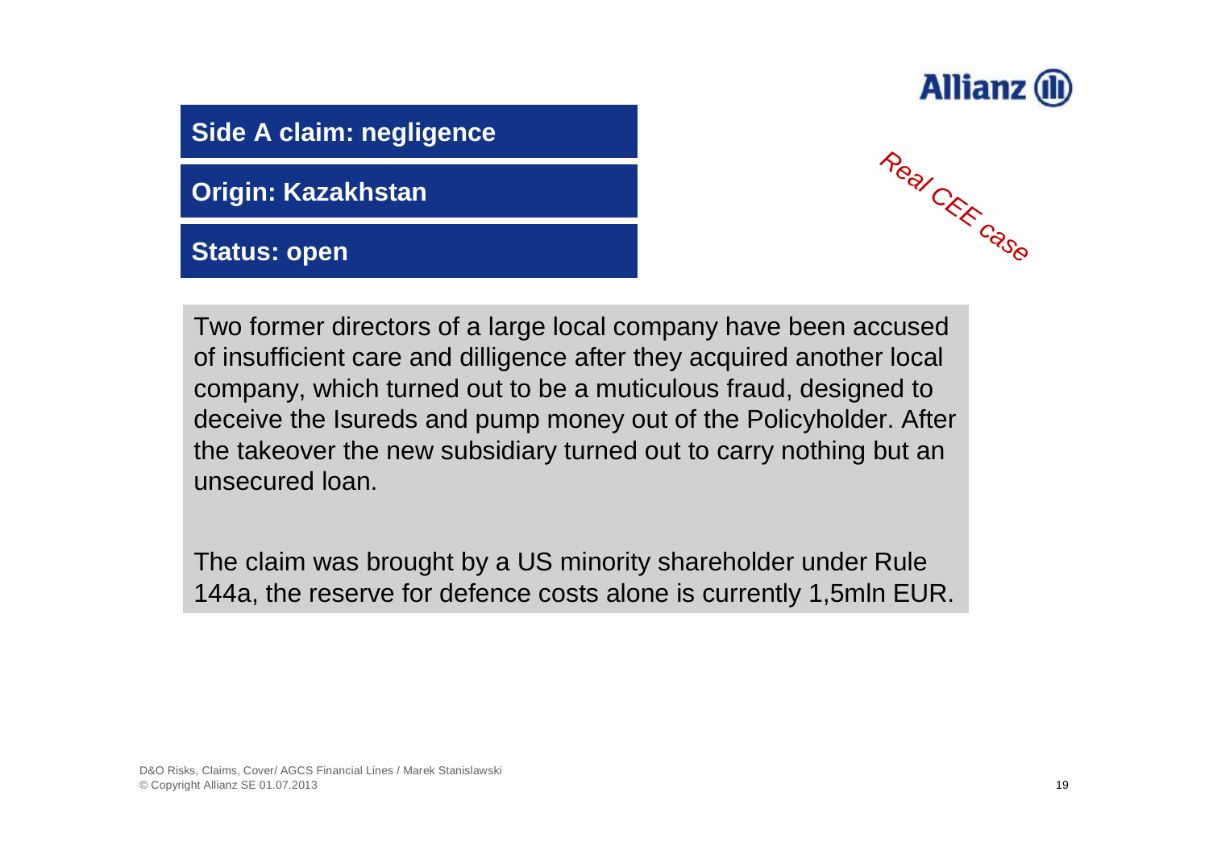**Side A claim: negligence**

**Origin: Kazakhstan**

**Status: open**

Real CEE case

Two former directors of a large local company have been accused of insufficient care and dilligence after they acquired another local company, which turned out to be a muticulous fraud, designed to deceive the Isureds and pump money out of the Policyholder. After the takeover the new subsidiary turned out to carry nothing but an unsecured loan.

The claim was brought by a US minority shareholder under Rule 144a, the reserve for defence costs alone is currently 1,5mln EUR.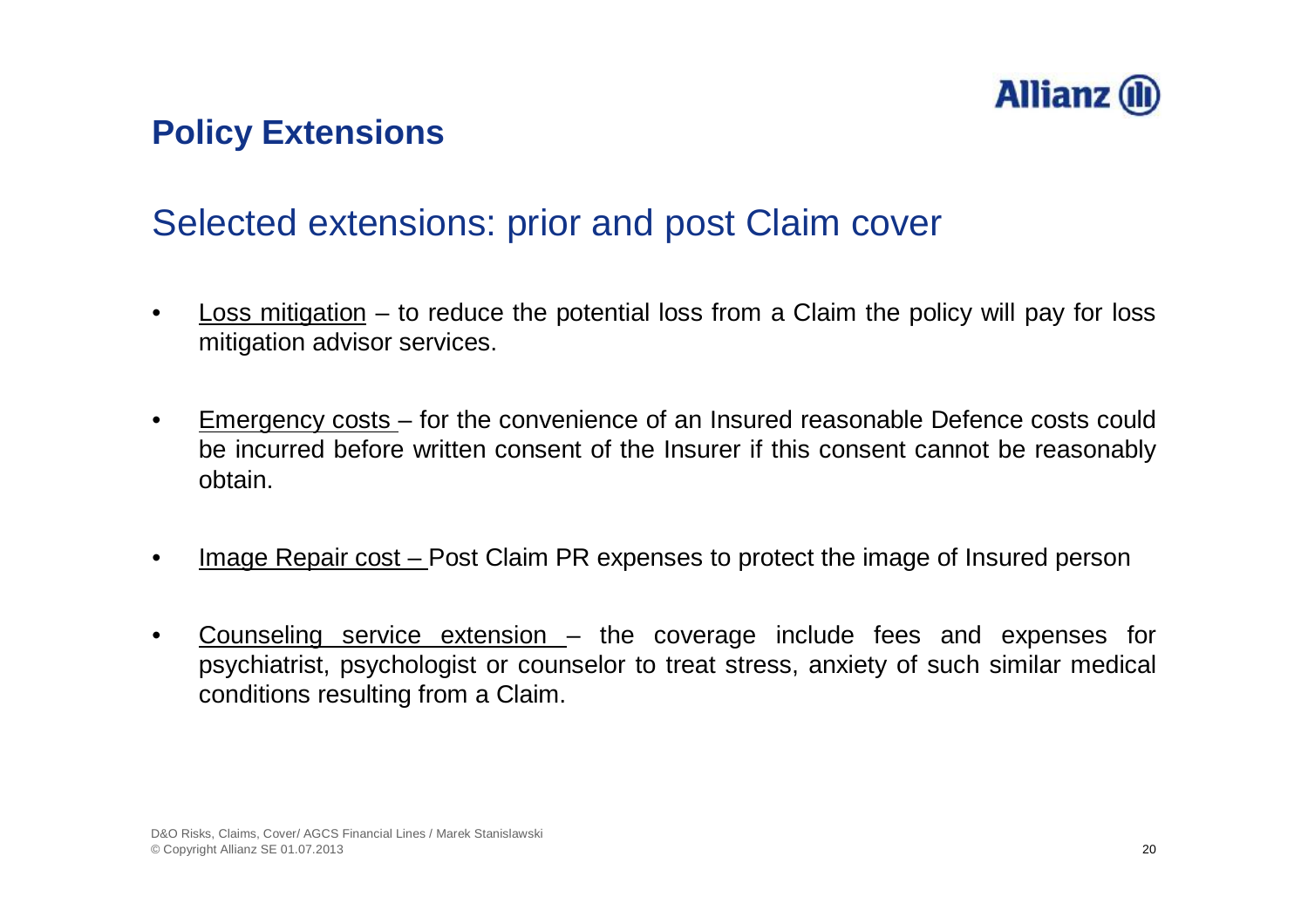## Policy Extensions

### Selected extensions: prior and post Claim cover

- Loss mitigation – to reduce the potential loss from a Claim the policy will pay for loss mitigation advisor services.
- Emergency costs – for the convenience of an Insured reasonable Defence costs could be incurred before written consent of the Insurer if this consent cannot be reasonably obtain.
- Image Repair cost – Post Claim PR expenses to protect the image of Insured person
- Counseling service extension – the coverage include fees and expenses for psychiatrist, psychologist or counselor to treat stress, anxiety of such similar medical conditions resulting from a Claim.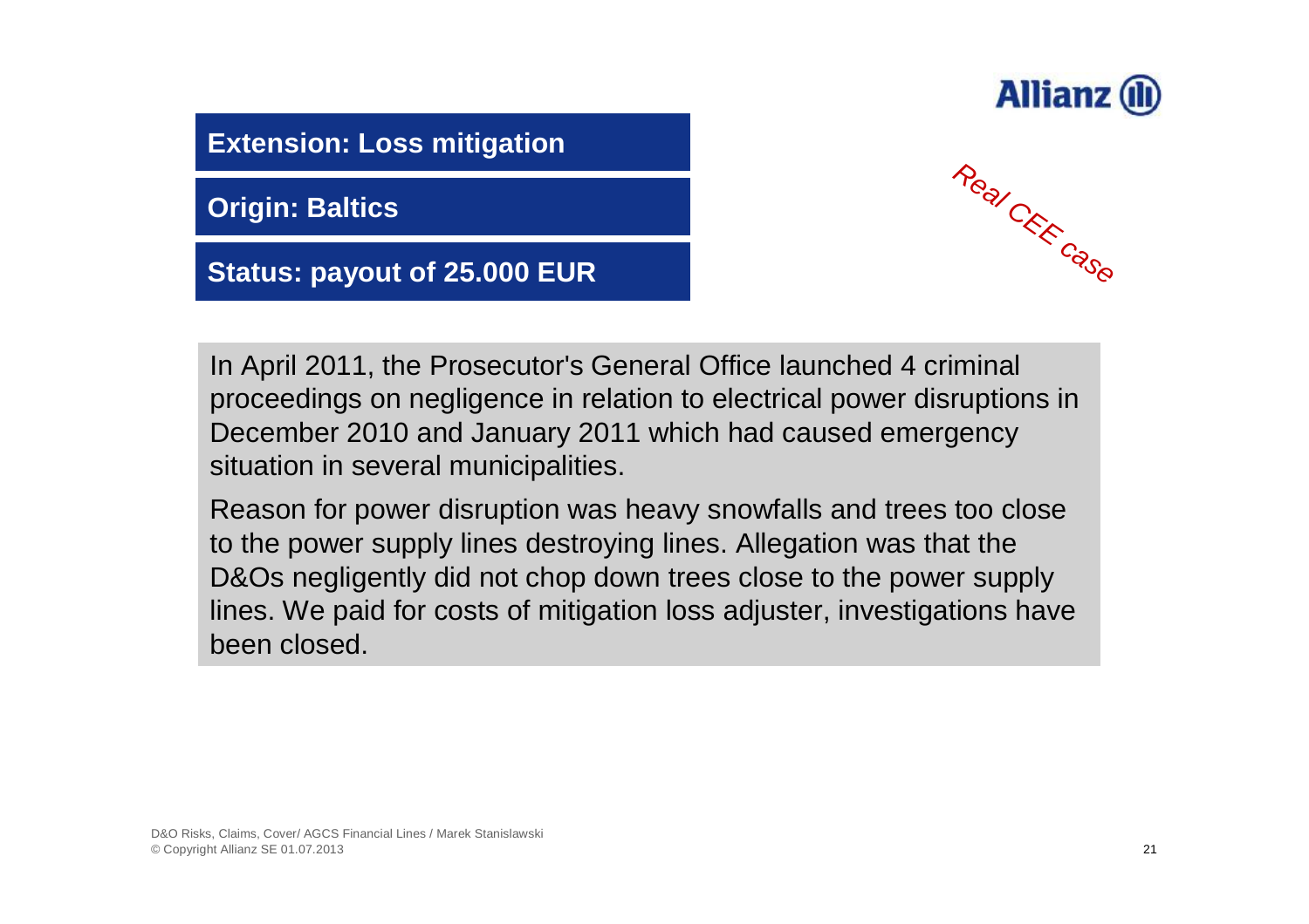**Extension: Loss mitigation**

**Origin: Baltics**

**Status: payout of 25.000 EUR**

*Real CEE case*

In April 2011, the Prosecutor's General Office launched 4 criminal proceedings on negligence in relation to electrical power disruptions in December 2010 and January 2011 which had caused emergency situation in several municipalities.

Reason for power disruption was heavy snowfalls and trees too close to the power supply lines destroying lines. Allegation was that the D&Os negligently did not chop down trees close to the power supply lines. We paid for costs of mitigation loss adjuster, investigations have been closed.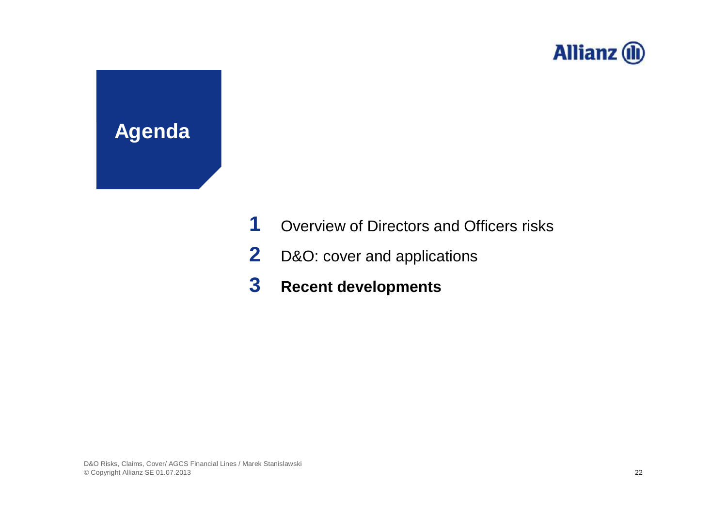# Agenda

1. Overview of Directors and Officers risks
2. D&O: cover and applications
3. **Recent developments**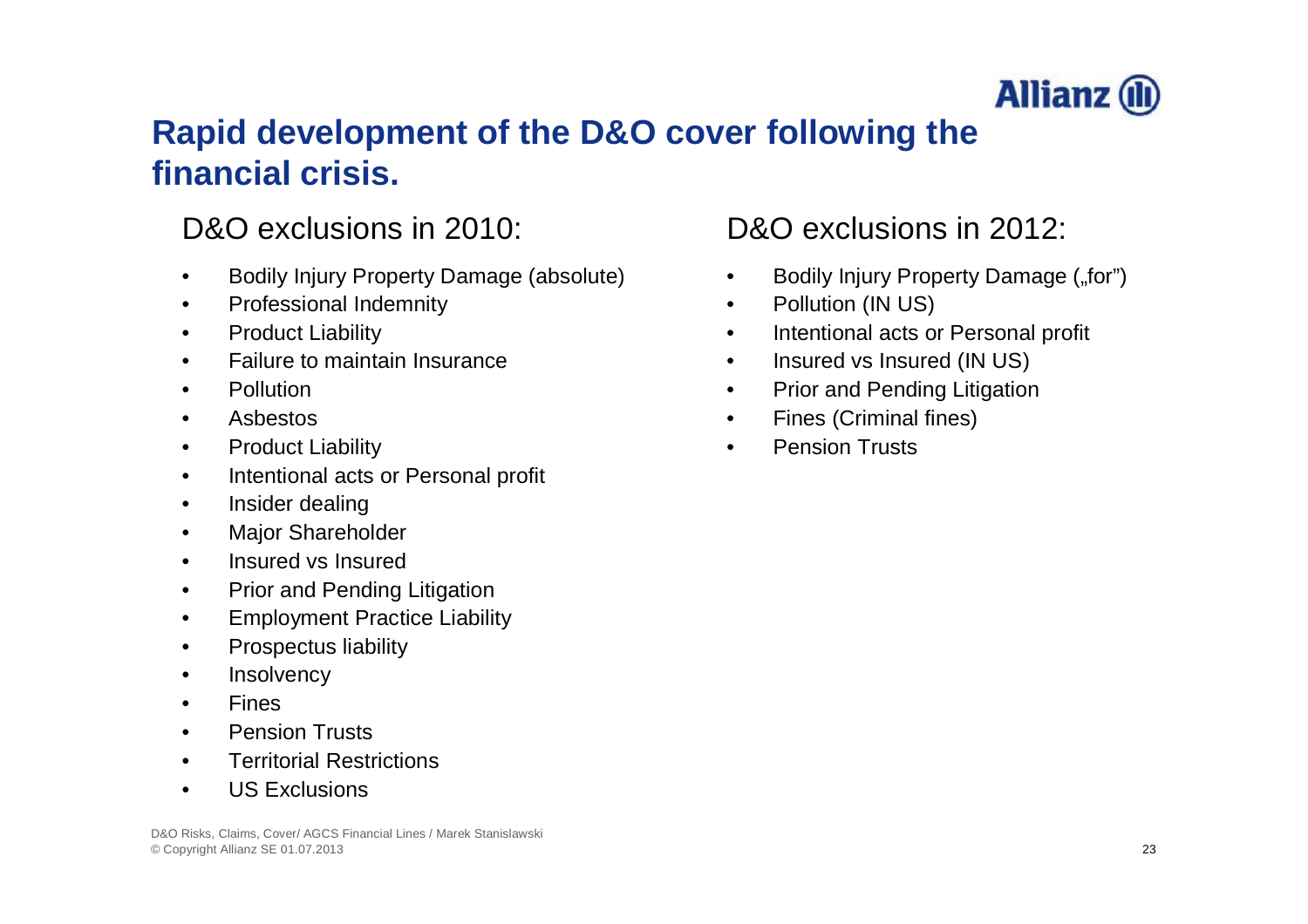# Rapid development of the D&O cover following the financial crisis.

## D&O exclusions in 2010:

- Bodily Injury Property Damage (absolute)
- Professional Indemnity
- Product Liability
- Failure to maintain Insurance
- Pollution
- Asbestos
- Product Liability
- Intentional acts or Personal profit
- Insider dealing
- Major Shareholder
- Insured vs Insured
- Prior and Pending Litigation
- Employment Practice Liability
- Prospectus liability
- Insolvency
- Fines
- Pension Trusts
- Territorial Restrictions
- US Exclusions

## D&O exclusions in 2012:

- Bodily Injury Property Damage („for")
- Pollution (IN US)
- Intentional acts or Personal profit
- Insured vs Insured (IN US)
- Prior and Pending Litigation
- Fines (Criminal fines)
- Pension Trusts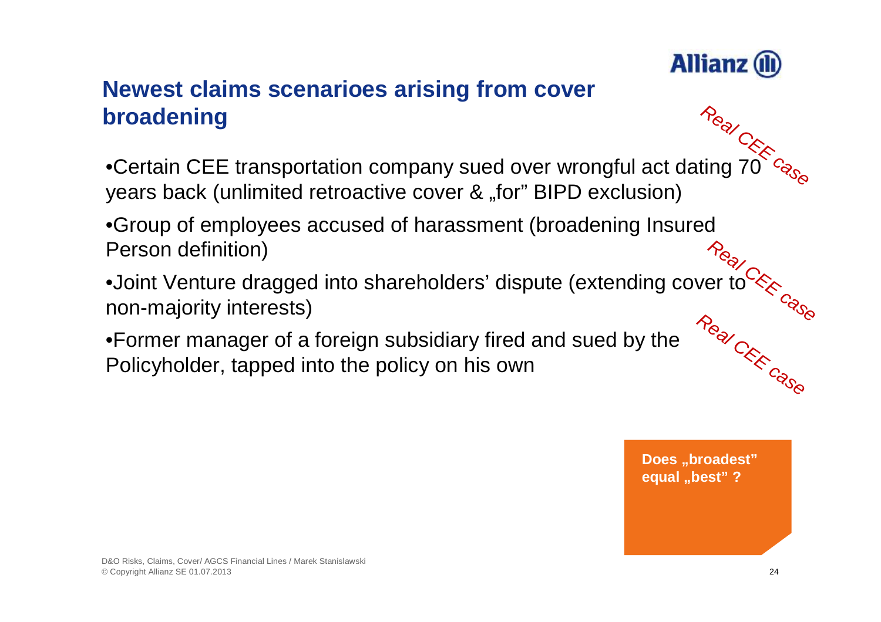## Newest claims scenarioes arising from cover broadening

- Certain CEE transportation company sued over wrongful act dating 70 years back (unlimited retroactive cover & „for" BIPD exclusion) *Real CEE case*
- Group of employees accused of harassment (broadening Insured Person definition) *Real CEE case*
- Joint Venture dragged into shareholders' dispute (extending cover to non-majority interests) *Real CEE case*
- Former manager of a foreign subsidiary fired and sued by the Policyholder, tapped into the policy on his own

**Does „broadest" equal „best" ?**

D&O Risks, Claims, Cover/ AGCS Financial Lines / Marek Stanislawski
© Copyright Allianz SE 01.07.2013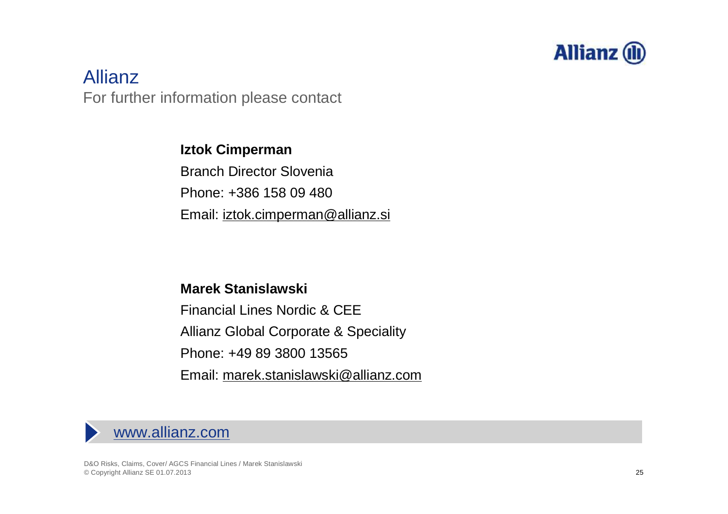# Allianz

For further information please contact

**Iztok Cimperman**

Branch Director Slovenia

Phone: +386 158 09 480

Email: iztok.cimperman@allianz.si

**Marek Stanislawski**

Financial Lines Nordic & CEE

Allianz Global Corporate & Speciality

Phone: +49 89 3800 13565

Email: marek.stanislawski@allianz.com

www.allianz.com